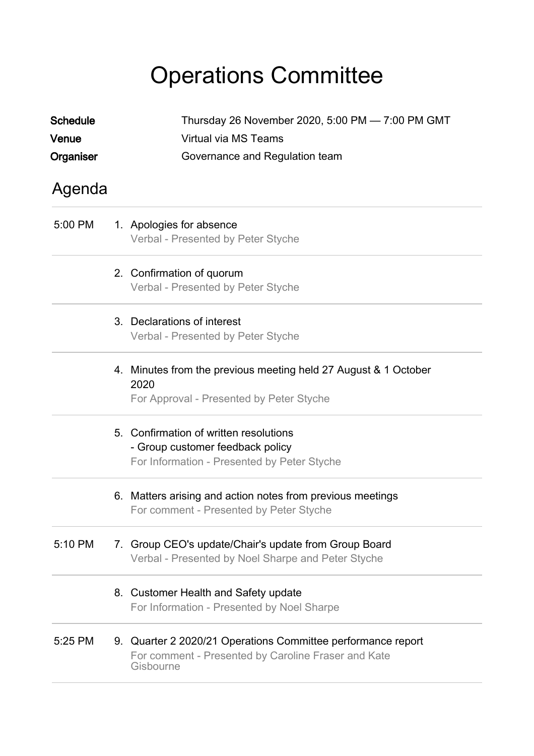# Operations Committee

**Schedule** Thursday 26 November 2020, 5:00 PM — 7:00 PM GMT
**Venue** Virtual via MS Teams
**Organiser** Governance and Regulation team

## Agenda

| Time | Item |
|---|---|
| 5:00 PM | 1. Apologies for absence<br>Verbal - Presented by Peter Styche |
| | 2. Confirmation of quorum<br>Verbal - Presented by Peter Styche |
| | 3. Declarations of interest<br>Verbal - Presented by Peter Styche |
| | 4. Minutes from the previous meeting held 27 August & 1 October 2020<br>For Approval - Presented by Peter Styche |
| | 5. Confirmation of written resolutions<br>- Group customer feedback policy<br>For Information - Presented by Peter Styche |
| | 6. Matters arising and action notes from previous meetings<br>For comment - Presented by Peter Styche |
| 5:10 PM | 7. Group CEO's update/Chair's update from Group Board<br>Verbal - Presented by Noel Sharpe and Peter Styche |
| | 8. Customer Health and Safety update<br>For Information - Presented by Noel Sharpe |
| 5:25 PM | 9. Quarter 2 2020/21 Operations Committee performance report<br>For comment - Presented by Caroline Fraser and Kate Gisbourne |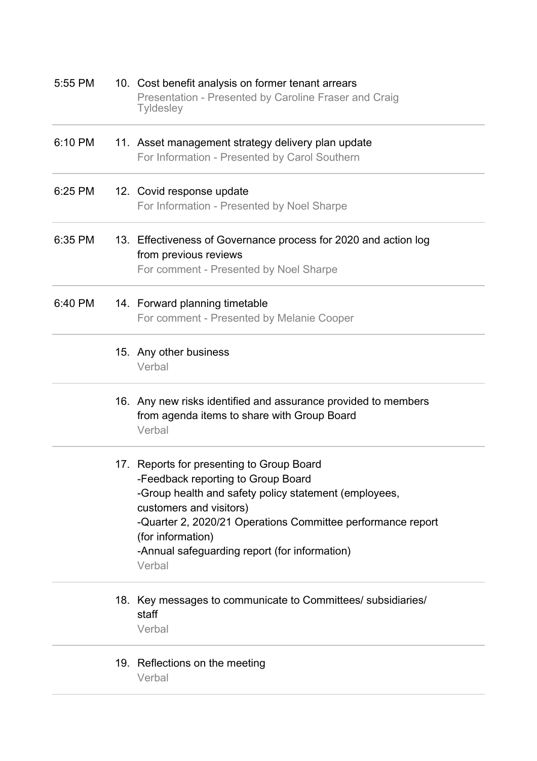| | |
|---|---|
| 5:55 PM | 10. Cost benefit analysis on former tenant arrears<br>Presentation - Presented by Caroline Fraser and Craig Tyldesley |
| 6:10 PM | 11. Asset management strategy delivery plan update<br>For Information - Presented by Carol Southern |
| 6:25 PM | 12. Covid response update<br>For Information - Presented by Noel Sharpe |
| 6:35 PM | 13. Effectiveness of Governance process for 2020 and action log from previous reviews<br>For comment - Presented by Noel Sharpe |
| 6:40 PM | 14. Forward planning timetable<br>For comment - Presented by Melanie Cooper |
| | 15. Any other business<br>Verbal |
| | 16. Any new risks identified and assurance provided to members from agenda items to share with Group Board<br>Verbal |
| | 17. Reports for presenting to Group Board<br>-Feedback reporting to Group Board<br>-Group health and safety policy statement (employees, customers and visitors)<br>-Quarter 2, 2020/21 Operations Committee performance report (for information)<br>-Annual safeguarding report (for information)<br>Verbal |
| | 18. Key messages to communicate to Committees/ subsidiaries/ staff<br>Verbal |
| | 19. Reflections on the meeting<br>Verbal |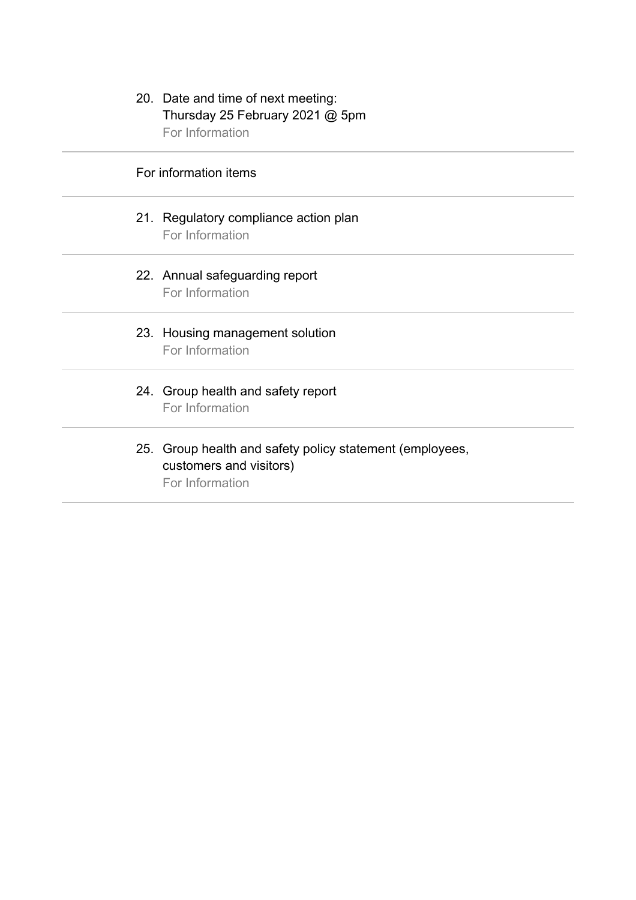20. Date and time of next meeting:
    Thursday 25 February 2021 @ 5pm
    For Information

---

For information items

---

21. Regulatory compliance action plan
    For Information

22. Annual safeguarding report
    For Information

23. Housing management solution
    For Information

24. Group health and safety report
    For Information

25. Group health and safety policy statement (employees, customers and visitors)
    For Information